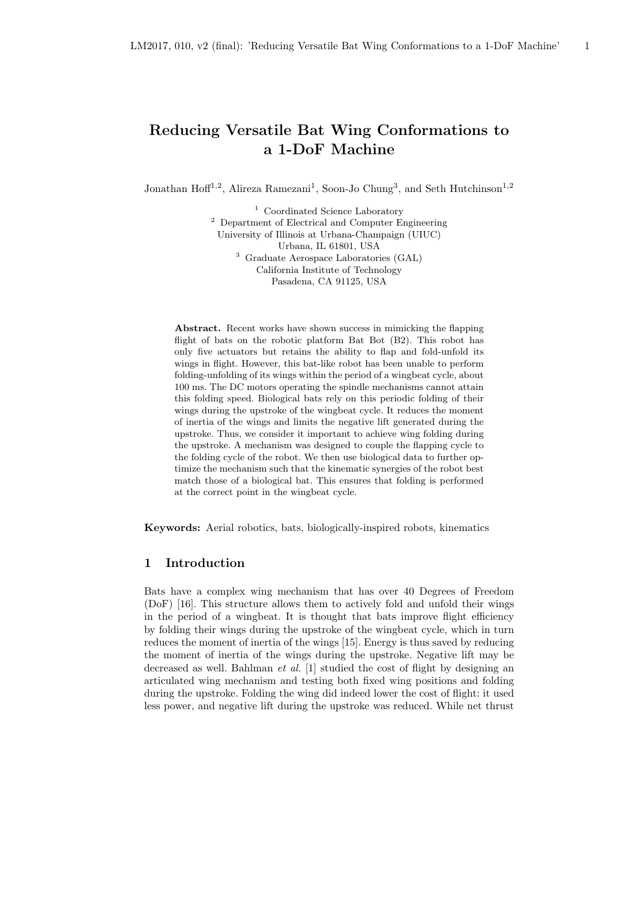# Reducing Versatile Bat Wing Conformations to a 1-DoF Machine

Jonathan Hoff[1,2], Alireza Ramezani[1], Soon-Jo Chung[3], and Seth Hutchinson[1,2]

[1] Coordinated Science Laboratory
[2] Department of Electrical and Computer Engineering
University of Illinois at Urbana-Champaign (UIUC)
Urbana, IL 61801, USA
[3] Graduate Aerospace Laboratories (GAL)
California Institute of Technology
Pasadena, CA 91125, USA

**Abstract.** Recent works have shown success in mimicking the flapping flight of bats on the robotic platform Bat Bot (B2). This robot has only five actuators but retains the ability to flap and fold-unfold its wings in flight. However, this bat-like robot has been unable to perform folding-unfolding of its wings within the period of a wingbeat cycle, about 100 ms. The DC motors operating the spindle mechanisms cannot attain this folding speed. Biological bats rely on this periodic folding of their wings during the upstroke of the wingbeat cycle. It reduces the moment of inertia of the wings and limits the negative lift generated during the upstroke. Thus, we consider it important to achieve wing folding during the upstroke. A mechanism was designed to couple the flapping cycle to the folding cycle of the robot. We then use biological data to further optimize the mechanism such that the kinematic synergies of the robot best match those of a biological bat. This ensures that folding is performed at the correct point in the wingbeat cycle.

**Keywords:** Aerial robotics, bats, biologically-inspired robots, kinematics

## 1 Introduction

Bats have a complex wing mechanism that has over 40 Degrees of Freedom (DoF) [16]. This structure allows them to actively fold and unfold their wings in the period of a wingbeat. It is thought that bats improve flight efficiency by folding their wings during the upstroke of the wingbeat cycle, which in turn reduces the moment of inertia of the wings [15]. Energy is thus saved by reducing the moment of inertia of the wings during the upstroke. Negative lift may be decreased as well. Bahlman *et al.* [1] studied the cost of flight by designing an articulated wing mechanism and testing both fixed wing positions and folding during the upstroke. Folding the wing did indeed lower the cost of flight: it used less power, and negative lift during the upstroke was reduced. While net thrust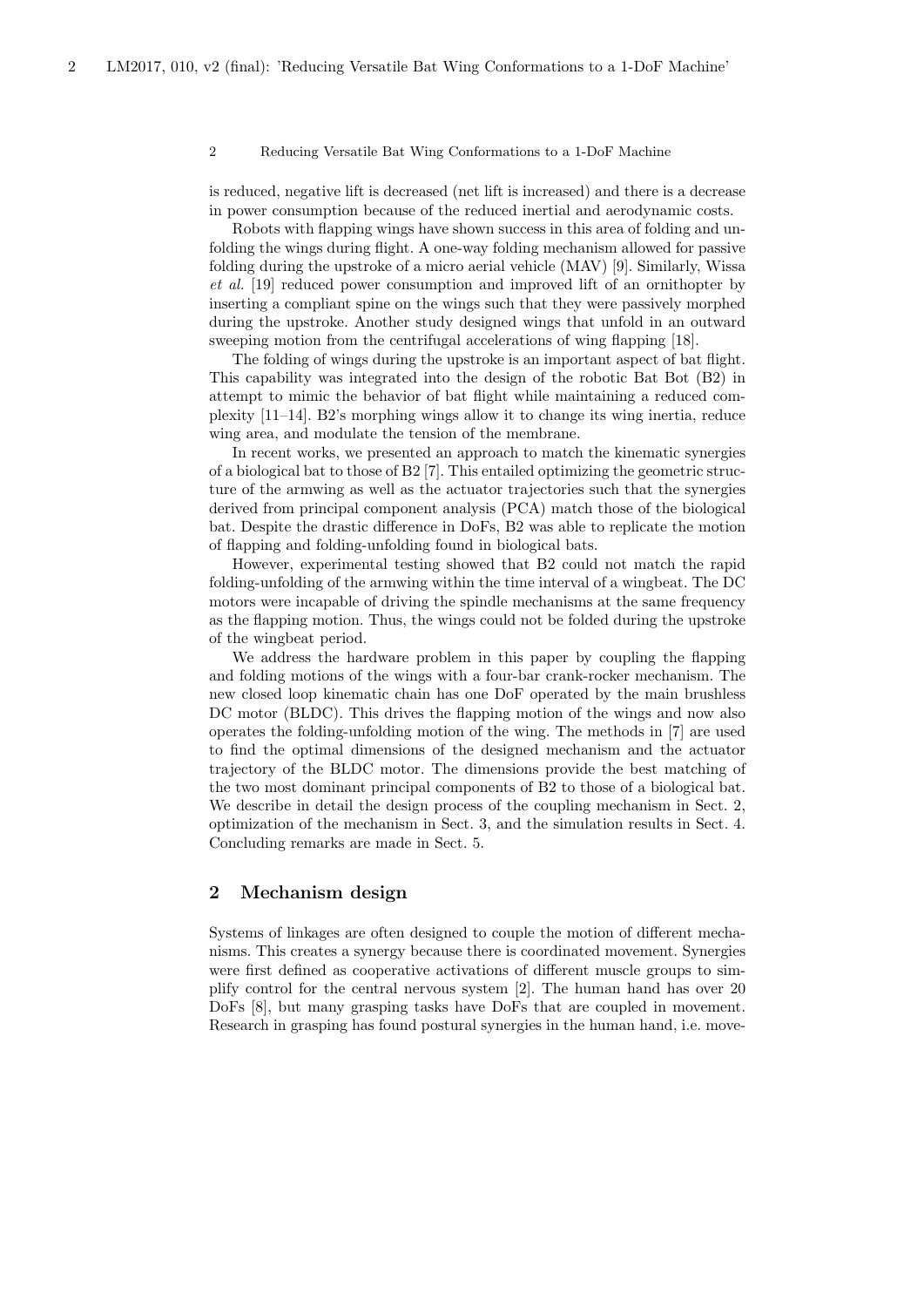is reduced, negative lift is decreased (net lift is increased) and there is a decrease in power consumption because of the reduced inertial and aerodynamic costs.

Robots with flapping wings have shown success in this area of folding and unfolding the wings during flight. A one-way folding mechanism allowed for passive folding during the upstroke of a micro aerial vehicle (MAV) [9]. Similarly, Wissa *et al.* [19] reduced power consumption and improved lift of an ornithopter by inserting a compliant spine on the wings such that they were passively morphed during the upstroke. Another study designed wings that unfold in an outward sweeping motion from the centrifugal accelerations of wing flapping [18].

The folding of wings during the upstroke is an important aspect of bat flight. This capability was integrated into the design of the robotic Bat Bot (B2) in attempt to mimic the behavior of bat flight while maintaining a reduced complexity [11–14]. B2's morphing wings allow it to change its wing inertia, reduce wing area, and modulate the tension of the membrane.

In recent works, we presented an approach to match the kinematic synergies of a biological bat to those of B2 [7]. This entailed optimizing the geometric structure of the armwing as well as the actuator trajectories such that the synergies derived from principal component analysis (PCA) match those of the biological bat. Despite the drastic difference in DoFs, B2 was able to replicate the motion of flapping and folding-unfolding found in biological bats.

However, experimental testing showed that B2 could not match the rapid folding-unfolding of the armwing within the time interval of a wingbeat. The DC motors were incapable of driving the spindle mechanisms at the same frequency as the flapping motion. Thus, the wings could not be folded during the upstroke of the wingbeat period.

We address the hardware problem in this paper by coupling the flapping and folding motions of the wings with a four-bar crank-rocker mechanism. The new closed loop kinematic chain has one DoF operated by the main brushless DC motor (BLDC). This drives the flapping motion of the wings and now also operates the folding-unfolding motion of the wing. The methods in [7] are used to find the optimal dimensions of the designed mechanism and the actuator trajectory of the BLDC motor. The dimensions provide the best matching of the two most dominant principal components of B2 to those of a biological bat. We describe in detail the design process of the coupling mechanism in Sect. 2, optimization of the mechanism in Sect. 3, and the simulation results in Sect. 4. Concluding remarks are made in Sect. 5.

## 2 Mechanism design

Systems of linkages are often designed to couple the motion of different mechanisms. This creates a synergy because there is coordinated movement. Synergies were first defined as cooperative activations of different muscle groups to simplify control for the central nervous system [2]. The human hand has over 20 DoFs [8], but many grasping tasks have DoFs that are coupled in movement. Research in grasping has found postural synergies in the human hand, i.e. move-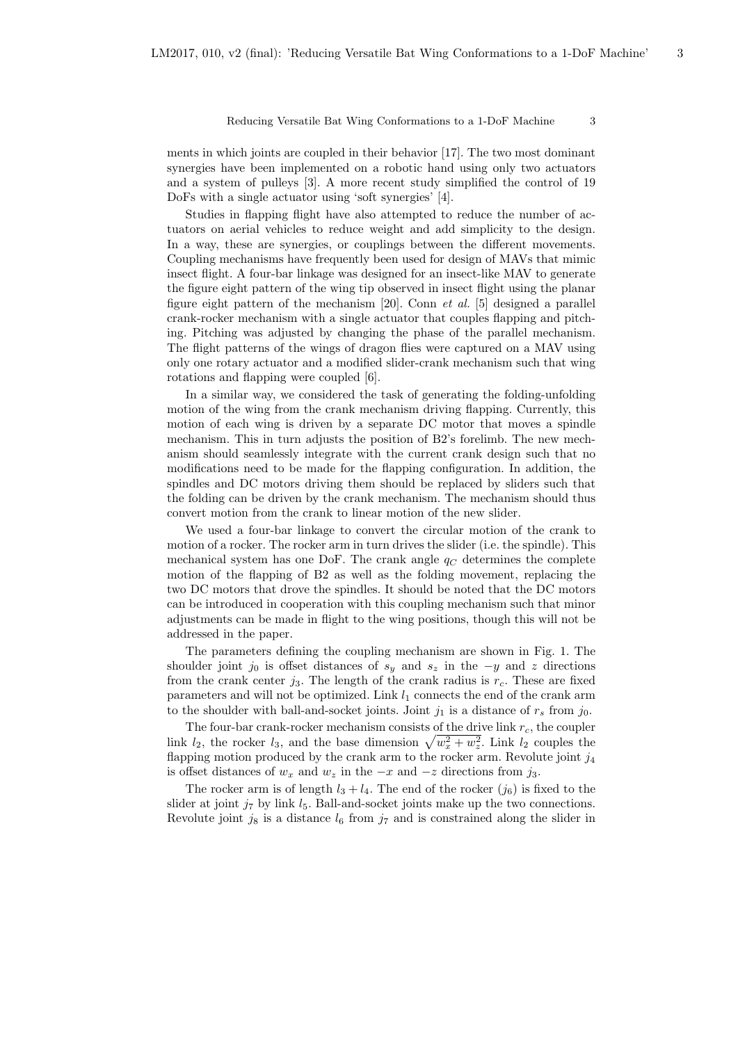ments in which joints are coupled in their behavior [17]. The two most dominant synergies have been implemented on a robotic hand using only two actuators and a system of pulleys [3]. A more recent study simplified the control of 19 DoFs with a single actuator using 'soft synergies' [4].

Studies in flapping flight have also attempted to reduce the number of actuators on aerial vehicles to reduce weight and add simplicity to the design. In a way, these are synergies, or couplings between the different movements. Coupling mechanisms have frequently been used for design of MAVs that mimic insect flight. A four-bar linkage was designed for an insect-like MAV to generate the figure eight pattern of the wing tip observed in insect flight using the planar figure eight pattern of the mechanism [20]. Conn *et al.* [5] designed a parallel crank-rocker mechanism with a single actuator that couples flapping and pitching. Pitching was adjusted by changing the phase of the parallel mechanism. The flight patterns of the wings of dragon flies were captured on a MAV using only one rotary actuator and a modified slider-crank mechanism such that wing rotations and flapping were coupled [6].

In a similar way, we considered the task of generating the folding-unfolding motion of the wing from the crank mechanism driving flapping. Currently, this motion of each wing is driven by a separate DC motor that moves a spindle mechanism. This in turn adjusts the position of B2's forelimb. The new mechanism should seamlessly integrate with the current crank design such that no modifications need to be made for the flapping configuration. In addition, the spindles and DC motors driving them should be replaced by sliders such that the folding can be driven by the crank mechanism. The mechanism should thus convert motion from the crank to linear motion of the new slider.

We used a four-bar linkage to convert the circular motion of the crank to motion of a rocker. The rocker arm in turn drives the slider (i.e. the spindle). This mechanical system has one DoF. The crank angle $q_C$ determines the complete motion of the flapping of B2 as well as the folding movement, replacing the two DC motors that drove the spindles. It should be noted that the DC motors can be introduced in cooperation with this coupling mechanism such that minor adjustments can be made in flight to the wing positions, though this will not be addressed in the paper.

The parameters defining the coupling mechanism are shown in Fig. 1. The shoulder joint $j_0$ is offset distances of $s_y$ and $s_z$ in the $-y$ and $z$ directions from the crank center $j_3$. The length of the crank radius is $r_c$. These are fixed parameters and will not be optimized. Link $l_1$ connects the end of the crank arm to the shoulder with ball-and-socket joints. Joint $j_1$ is a distance of $r_s$ from $j_0$.

The four-bar crank-rocker mechanism consists of the drive link $r_c$, the coupler link $l_2$, the rocker $l_3$, and the base dimension $\sqrt{w_x^2 + w_z^2}$. Link $l_2$ couples the flapping motion produced by the crank arm to the rocker arm. Revolute joint $j_4$ is offset distances of $w_x$ and $w_z$ in the $-x$ and $-z$ directions from $j_3$.

The rocker arm is of length $l_3 + l_4$. The end of the rocker ($j_6$) is fixed to the slider at joint $j_7$ by link $l_5$. Ball-and-socket joints make up the two connections. Revolute joint $j_8$ is a distance $l_6$ from $j_7$ and is constrained along the slider in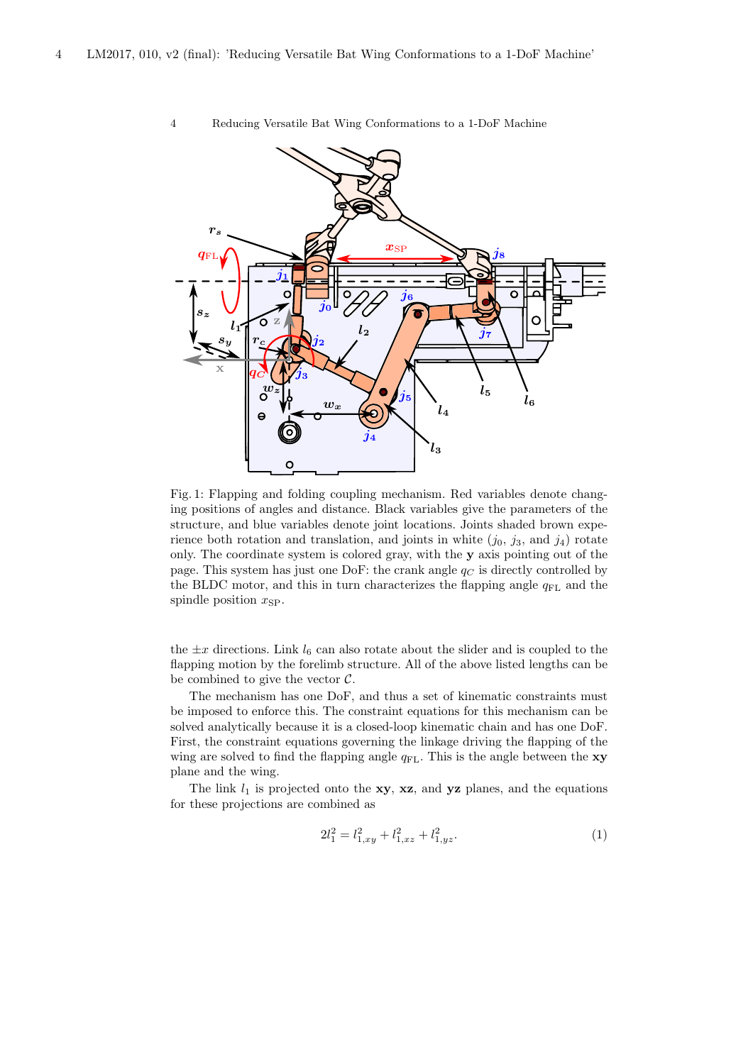Fig. 1: Flapping and folding coupling mechanism. Red variables denote changing positions of angles and distance. Black variables give the parameters of the structure, and blue variables denote joint locations. Joints shaded brown experience both rotation and translation, and joints in white ($j_0$, $j_3$, and $j_4$) rotate only. The coordinate system is colored gray, with the $\mathbf{y}$ axis pointing out of the page. This system has just one DoF: the crank angle $q_C$ is directly controlled by the BLDC motor, and this in turn characterizes the flapping angle $q_{\mathrm{FL}}$ and the spindle position $x_{\mathrm{SP}}$.

the $\pm x$ directions. Link $l_6$ can also rotate about the slider and is coupled to the flapping motion by the forelimb structure. All of the above listed lengths can be be combined to give the vector $\mathcal{C}$.

The mechanism has one DoF, and thus a set of kinematic constraints must be imposed to enforce this. The constraint equations for this mechanism can be solved analytically because it is a closed-loop kinematic chain and has one DoF. First, the constraint equations governing the linkage driving the flapping of the wing are solved to find the flapping angle $q_{\mathrm{FL}}$. This is the angle between the $\mathbf{xy}$ plane and the wing.

The link $l_1$ is projected onto the $\mathbf{xy}$, $\mathbf{xz}$, and $\mathbf{yz}$ planes, and the equations for these projections are combined as

$$2l_1^2 = l_{1,xy}^2 + l_{1,xz}^2 + l_{1,yz}^2. \tag{1}$$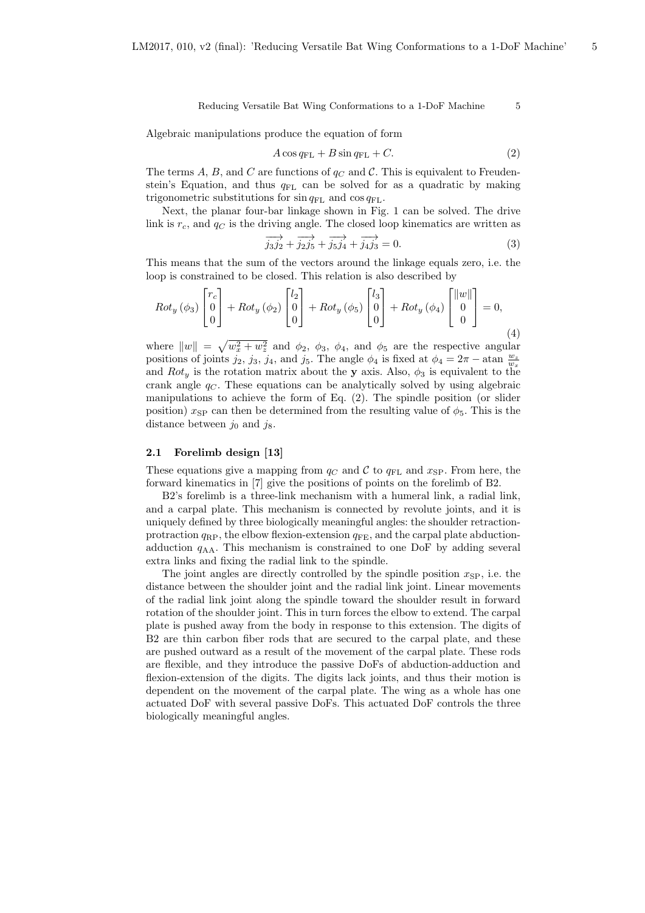Algebraic manipulations produce the equation of form

$$A \cos q_{\mathrm{FL}} + B \sin q_{\mathrm{FL}} + C. \tag{2}$$

The terms $A$, $B$, and $C$ are functions of $q_C$ and $\mathcal{C}$. This is equivalent to Freudenstein's Equation, and thus $q_{\mathrm{FL}}$ can be solved for as a quadratic by making trigonometric substitutions for $\sin q_{\mathrm{FL}}$ and $\cos q_{\mathrm{FL}}$.

Next, the planar four-bar linkage shown in Fig. 1 can be solved. The drive link is $r_c$, and $q_C$ is the driving angle. The closed loop kinematics are written as

$$\overrightarrow{j_3 j_2} + \overrightarrow{j_2 j_5} + \overrightarrow{j_5 j_4} + \overrightarrow{j_4 j_3} = 0. \tag{3}$$

This means that the sum of the vectors around the linkage equals zero, i.e. the loop is constrained to be closed. This relation is also described by

$$Rot_y(\phi_3)\begin{bmatrix} r_c \\ 0 \\ 0 \end{bmatrix} + Rot_y(\phi_2)\begin{bmatrix} l_2 \\ 0 \\ 0 \end{bmatrix} + Rot_y(\phi_5)\begin{bmatrix} l_3 \\ 0 \\ 0 \end{bmatrix} + Rot_y(\phi_4)\begin{bmatrix} \|w\| \\ 0 \\ 0 \end{bmatrix} = 0, \tag{4}$$

where $\|w\| = \sqrt{w_x^2 + w_z^2}$ and $\phi_2$, $\phi_3$, $\phi_4$, and $\phi_5$ are the respective angular positions of joints $j_2$, $j_3$, $j_4$, and $j_5$. The angle $\phi_4$ is fixed at $\phi_4 = 2\pi - \mathrm{atan}\,\frac{w_z}{w_x}$ and $Rot_y$ is the rotation matrix about the $\mathbf{y}$ axis. Also, $\phi_3$ is equivalent to the crank angle $q_C$. These equations can be analytically solved by using algebraic manipulations to achieve the form of Eq. (2). The spindle position (or slider position) $x_{\mathrm{SP}}$ can then be determined from the resulting value of $\phi_5$. This is the distance between $j_0$ and $j_8$.

### 2.1 Forelimb design [13]

These equations give a mapping from $q_C$ and $\mathcal{C}$ to $q_{\mathrm{FL}}$ and $x_{\mathrm{SP}}$. From here, the forward kinematics in [7] give the positions of points on the forelimb of B2.

B2's forelimb is a three-link mechanism with a humeral link, a radial link, and a carpal plate. This mechanism is connected by revolute joints, and it is uniquely defined by three biologically meaningful angles: the shoulder retraction-protraction $q_{\mathrm{RP}}$, the elbow flexion-extension $q_{\mathrm{FE}}$, and the carpal plate abduction-adduction $q_{\mathrm{AA}}$. This mechanism is constrained to one DoF by adding several extra links and fixing the radial link to the spindle.

The joint angles are directly controlled by the spindle position $x_{\mathrm{SP}}$, i.e. the distance between the shoulder joint and the radial link joint. Linear movements of the radial link joint along the spindle toward the shoulder result in forward rotation of the shoulder joint. This in turn forces the elbow to extend. The carpal plate is pushed away from the body in response to this extension. The digits of B2 are thin carbon fiber rods that are secured to the carpal plate, and these are pushed outward as a result of the movement of the carpal plate. These rods are flexible, and they introduce the passive DoFs of abduction-adduction and flexion-extension of the digits. The digits lack joints, and thus their motion is dependent on the movement of the carpal plate. The wing as a whole has one actuated DoF with several passive DoFs. This actuated DoF controls the three biologically meaningful angles.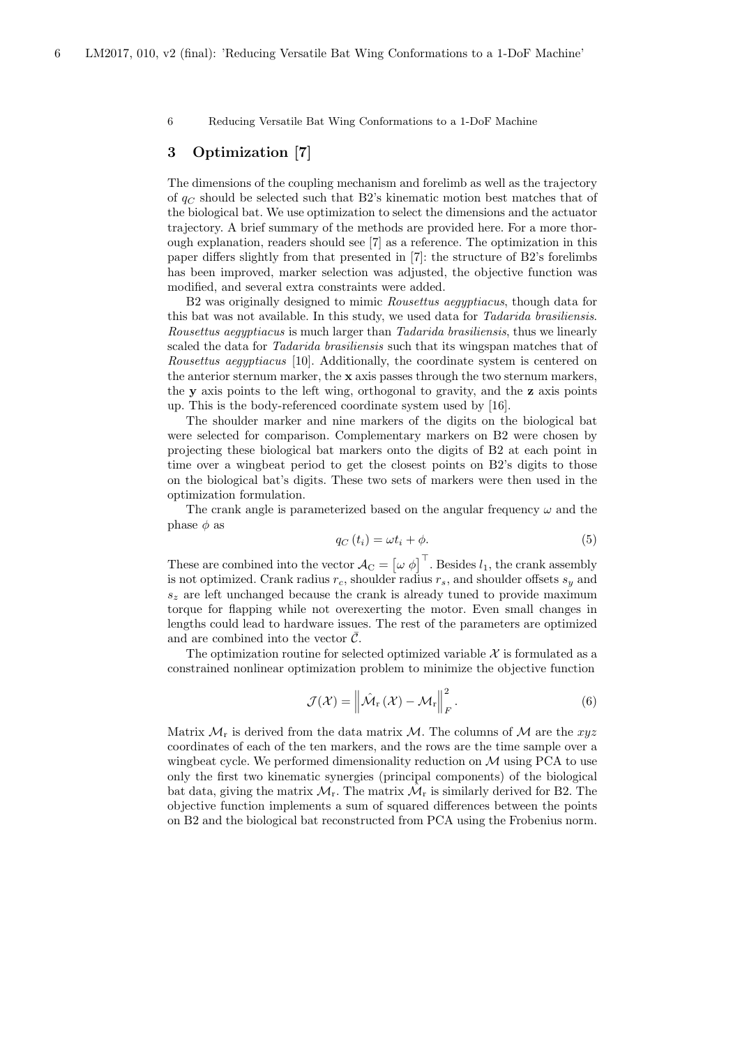## 3 Optimization [7]

The dimensions of the coupling mechanism and forelimb as well as the trajectory of $q_C$ should be selected such that B2's kinematic motion best matches that of the biological bat. We use optimization to select the dimensions and the actuator trajectory. A brief summary of the methods are provided here. For a more thorough explanation, readers should see [7] as a reference. The optimization in this paper differs slightly from that presented in [7]: the structure of B2's forelimbs has been improved, marker selection was adjusted, the objective function was modified, and several extra constraints were added.

B2 was originally designed to mimic *Rousettus aegyptiacus*, though data for this bat was not available. In this study, we used data for *Tadarida brasiliensis*. *Rousettus aegyptiacus* is much larger than *Tadarida brasiliensis*, thus we linearly scaled the data for *Tadarida brasiliensis* such that its wingspan matches that of *Rousettus aegyptiacus* [10]. Additionally, the coordinate system is centered on the anterior sternum marker, the **x** axis passes through the two sternum markers, the **y** axis points to the left wing, orthogonal to gravity, and the **z** axis points up. This is the body-referenced coordinate system used by [16].

The shoulder marker and nine markers of the digits on the biological bat were selected for comparison. Complementary markers on B2 were chosen by projecting these biological bat markers onto the digits of B2 at each point in time over a wingbeat period to get the closest points on B2's digits to those on the biological bat's digits. These two sets of markers were then used in the optimization formulation.

The crank angle is parameterized based on the angular frequency $\omega$ and the phase $\phi$ as

$$q_C\left(t_i\right) = \omega t_i + \phi. \tag{5}$$

These are combined into the vector $\mathcal{A}_C = \begin{bmatrix}\omega \ \phi\end{bmatrix}^\top$. Besides $l_1$, the crank assembly is not optimized. Crank radius $r_c$, shoulder radius $r_s$, and shoulder offsets $s_y$ and $s_z$ are left unchanged because the crank is already tuned to provide maximum torque for flapping while not overexerting the motor. Even small changes in lengths could lead to hardware issues. The rest of the parameters are optimized and are combined into the vector $\bar{\mathcal{C}}$.

The optimization routine for selected optimized variable $\mathcal{X}$ is formulated as a constrained nonlinear optimization problem to minimize the objective function

$$\mathcal{J}(\mathcal{X}) = \left\|\hat{\mathcal{M}}_{\mathrm{r}}\left(\mathcal{X}\right) - \mathcal{M}_{\mathrm{r}}\right\|_F^2. \tag{6}$$

Matrix $\mathcal{M}_{\mathrm{r}}$ is derived from the data matrix $\mathcal{M}$. The columns of $\mathcal{M}$ are the $xyz$ coordinates of each of the ten markers, and the rows are the time sample over a wingbeat cycle. We performed dimensionality reduction on $\mathcal{M}$ using PCA to use only the first two kinematic synergies (principal components) of the biological bat data, giving the matrix $\mathcal{M}_{\mathrm{r}}$. The matrix $\hat{\mathcal{M}}_{\mathrm{r}}$ is similarly derived for B2. The objective function implements a sum of squared differences between the points on B2 and the biological bat reconstructed from PCA using the Frobenius norm.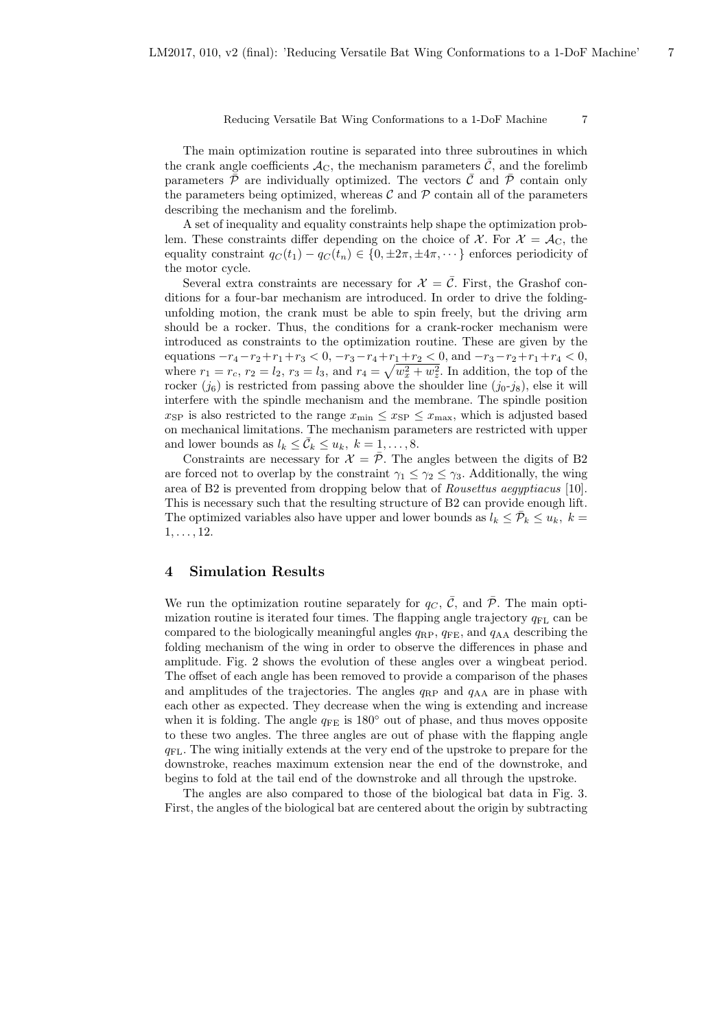The main optimization routine is separated into three subroutines in which the crank angle coefficients $\mathcal{A}_{\mathrm{C}}$, the mechanism parameters $\bar{\mathcal{C}}$, and the forelimb parameters $\bar{\mathcal{P}}$ are individually optimized. The vectors $\bar{\mathcal{C}}$ and $\bar{\mathcal{P}}$ contain only the parameters being optimized, whereas $\mathcal{C}$ and $\mathcal{P}$ contain all of the parameters describing the mechanism and the forelimb.

A set of inequality and equality constraints help shape the optimization problem. These constraints differ depending on the choice of $\mathcal{X}$. For $\mathcal{X} = \mathcal{A}_{\mathrm{C}}$, the equality constraint $q_C(t_1) - q_C(t_n) \in \{0, \pm 2\pi, \pm 4\pi, \cdots\}$ enforces periodicity of the motor cycle.

Several extra constraints are necessary for $\mathcal{X} = \bar{\mathcal{C}}$. First, the Grashof conditions for a four-bar mechanism are introduced. In order to drive the folding-unfolding motion, the crank must be able to spin freely, but the driving arm should be a rocker. Thus, the conditions for a crank-rocker mechanism were introduced as constraints to the optimization routine. These are given by the equations $-r_4 - r_2 + r_1 + r_3 < 0$, $-r_3 - r_4 + r_1 + r_2 < 0$, and $-r_3 - r_2 + r_1 + r_4 < 0$, where $r_1 = r_c$, $r_2 = l_2$, $r_3 = l_3$, and $r_4 = \sqrt{w_x^2 + w_z^2}$. In addition, the top of the rocker ($j_6$) is restricted from passing above the shoulder line ($j_0$-$j_8$), else it will interfere with the spindle mechanism and the membrane. The spindle position $x_{\mathrm{SP}}$ is also restricted to the range $x_{\min} \leq x_{\mathrm{SP}} \leq x_{\max}$, which is adjusted based on mechanical limitations. The mechanism parameters are restricted with upper and lower bounds as $l_k \leq \bar{\mathcal{C}}_k \leq u_k$, $k = 1, \ldots, 8$.

Constraints are necessary for $\mathcal{X} = \bar{\mathcal{P}}$. The angles between the digits of B2 are forced not to overlap by the constraint $\gamma_1 \leq \gamma_2 \leq \gamma_3$. Additionally, the wing area of B2 is prevented from dropping below that of *Rousettus aegyptiacus* [10]. This is necessary such that the resulting structure of B2 can provide enough lift. The optimized variables also have upper and lower bounds as $l_k \leq \bar{\mathcal{P}}_k \leq u_k$, $k = 1, \ldots, 12$.

## 4 Simulation Results

We run the optimization routine separately for $q_C$, $\bar{\mathcal{C}}$, and $\bar{\mathcal{P}}$. The main optimization routine is iterated four times. The flapping angle trajectory $q_{\mathrm{FL}}$ can be compared to the biologically meaningful angles $q_{\mathrm{RP}}$, $q_{\mathrm{FE}}$, and $q_{\mathrm{AA}}$ describing the folding mechanism of the wing in order to observe the differences in phase and amplitude. Fig. 2 shows the evolution of these angles over a wingbeat period. The offset of each angle has been removed to provide a comparison of the phases and amplitudes of the trajectories. The angles $q_{\mathrm{RP}}$ and $q_{\mathrm{AA}}$ are in phase with each other as expected. They decrease when the wing is extending and increase when it is folding. The angle $q_{\mathrm{FE}}$ is $180^\circ$ out of phase, and thus moves opposite to these two angles. The three angles are out of phase with the flapping angle $q_{\mathrm{FL}}$. The wing initially extends at the very end of the upstroke to prepare for the downstroke, reaches maximum extension near the end of the downstroke, and begins to fold at the tail end of the downstroke and all through the upstroke.

The angles are also compared to those of the biological bat data in Fig. 3. First, the angles of the biological bat are centered about the origin by subtracting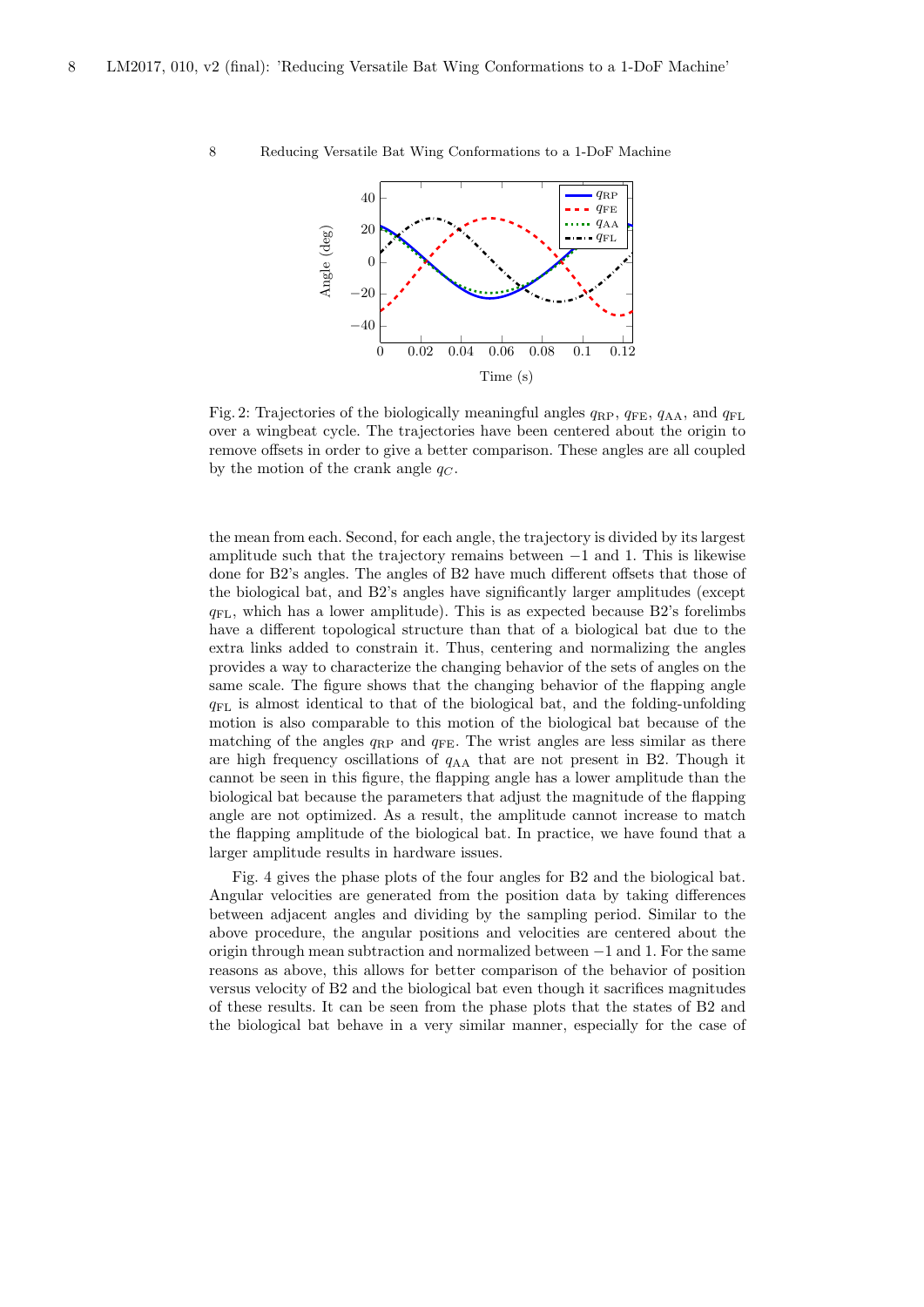Fig. 2: Trajectories of the biologically meaningful angles $q_{\text{RP}}$, $q_{\text{FE}}$, $q_{\text{AA}}$, and $q_{\text{FL}}$ over a wingbeat cycle. The trajectories have been centered about the origin to remove offsets in order to give a better comparison. These angles are all coupled by the motion of the crank angle $q_C$.

the mean from each. Second, for each angle, the trajectory is divided by its largest amplitude such that the trajectory remains between −1 and 1. This is likewise done for B2's angles. The angles of B2 have much different offsets that those of the biological bat, and B2's angles have significantly larger amplitudes (except $q_{\text{FL}}$, which has a lower amplitude). This is as expected because B2's forelimbs have a different topological structure than that of a biological bat due to the extra links added to constrain it. Thus, centering and normalizing the angles provides a way to characterize the changing behavior of the sets of angles on the same scale. The figure shows that the changing behavior of the flapping angle $q_{\text{FL}}$ is almost identical to that of the biological bat, and the folding-unfolding motion is also comparable to this motion of the biological bat because of the matching of the angles $q_{\text{RP}}$ and $q_{\text{FE}}$. The wrist angles are less similar as there are high frequency oscillations of $q_{\text{AA}}$ that are not present in B2. Though it cannot be seen in this figure, the flapping angle has a lower amplitude than the biological bat because the parameters that adjust the magnitude of the flapping angle are not optimized. As a result, the amplitude cannot increase to match the flapping amplitude of the biological bat. In practice, we have found that a larger amplitude results in hardware issues.

Fig. 4 gives the phase plots of the four angles for B2 and the biological bat. Angular velocities are generated from the position data by taking differences between adjacent angles and dividing by the sampling period. Similar to the above procedure, the angular positions and velocities are centered about the origin through mean subtraction and normalized between −1 and 1. For the same reasons as above, this allows for better comparison of the behavior of position versus velocity of B2 and the biological bat even though it sacrifices magnitudes of these results. It can be seen from the phase plots that the states of B2 and the biological bat behave in a very similar manner, especially for the case of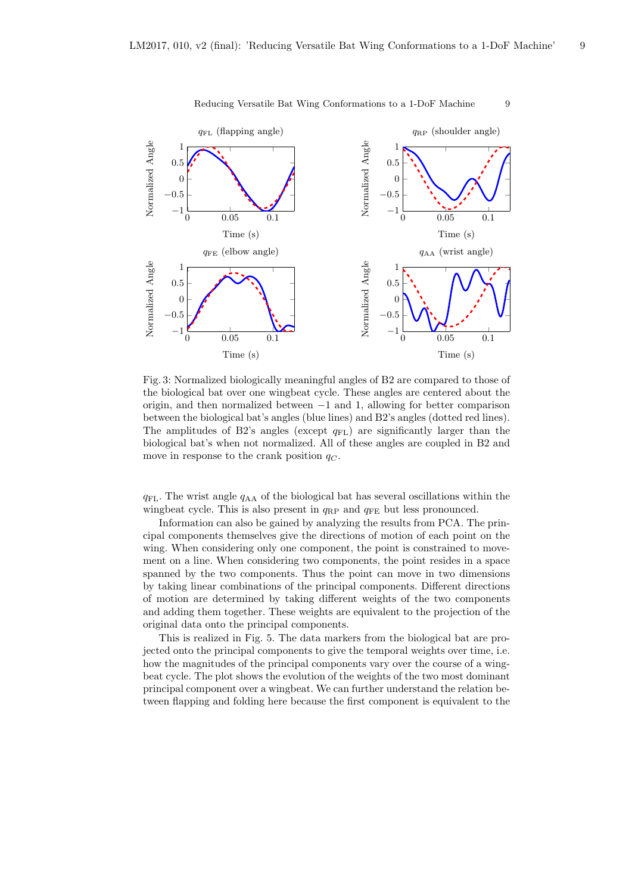Fig. 3: Normalized biologically meaningful angles of B2 are compared to those of the biological bat over one wingbeat cycle. These angles are centered about the origin, and then normalized between −1 and 1, allowing for better comparison between the biological bat's angles (blue lines) and B2's angles (dotted red lines). The amplitudes of B2's angles (except $q_{\mathrm{FL}}$) are significantly larger than the biological bat's when not normalized. All of these angles are coupled in B2 and move in response to the crank position $q_C$.

$q_{\mathrm{FL}}$. The wrist angle $q_{\mathrm{AA}}$ of the biological bat has several oscillations within the wingbeat cycle. This is also present in $q_{\mathrm{RP}}$ and $q_{\mathrm{FE}}$ but less pronounced.

Information can also be gained by analyzing the results from PCA. The principal components themselves give the directions of motion of each point on the wing. When considering only one component, the point is constrained to movement on a line. When considering two components, the point resides in a space spanned by the two components. Thus the point can move in two dimensions by taking linear combinations of the principal components. Different directions of motion are determined by taking different weights of the two components and adding them together. These weights are equivalent to the projection of the original data onto the principal components.

This is realized in Fig. 5. The data markers from the biological bat are projected onto the principal components to give the temporal weights over time, i.e. how the magnitudes of the principal components vary over the course of a wingbeat cycle. The plot shows the evolution of the weights of the two most dominant principal component over a wingbeat. We can further understand the relation between flapping and folding here because the first component is equivalent to the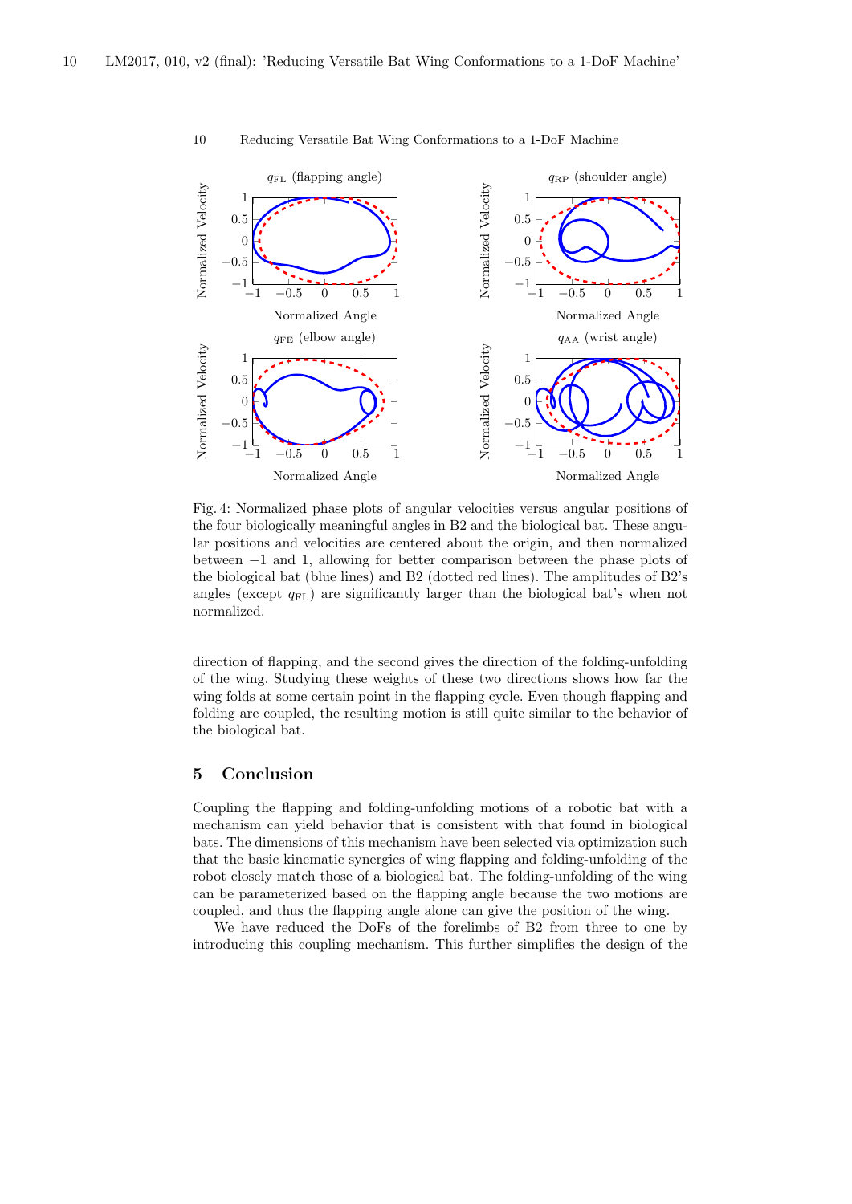Fig. 4: Normalized phase plots of angular velocities versus angular positions of the four biologically meaningful angles in B2 and the biological bat. These angular positions and velocities are centered about the origin, and then normalized between −1 and 1, allowing for better comparison between the phase plots of the biological bat (blue lines) and B2 (dotted red lines). The amplitudes of B2's angles (except $q_{\mathrm{FL}}$) are significantly larger than the biological bat's when not normalized.

direction of flapping, and the second gives the direction of the folding-unfolding of the wing. Studying these weights of these two directions shows how far the wing folds at some certain point in the flapping cycle. Even though flapping and folding are coupled, the resulting motion is still quite similar to the behavior of the biological bat.

## 5 Conclusion

Coupling the flapping and folding-unfolding motions of a robotic bat with a mechanism can yield behavior that is consistent with that found in biological bats. The dimensions of this mechanism have been selected via optimization such that the basic kinematic synergies of wing flapping and folding-unfolding of the robot closely match those of a biological bat. The folding-unfolding of the wing can be parameterized based on the flapping angle because the two motions are coupled, and thus the flapping angle alone can give the position of the wing.

We have reduced the DoFs of the forelimbs of B2 from three to one by introducing this coupling mechanism. This further simplifies the design of the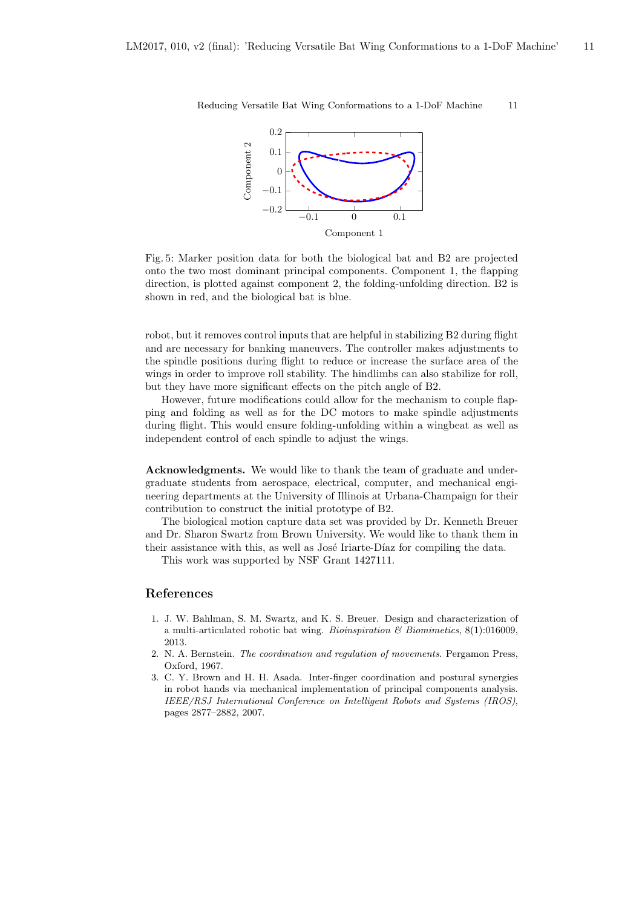Fig. 5: Marker position data for both the biological bat and B2 are projected onto the two most dominant principal components. Component 1, the flapping direction, is plotted against component 2, the folding-unfolding direction. B2 is shown in red, and the biological bat is blue.

robot, but it removes control inputs that are helpful in stabilizing B2 during flight and are necessary for banking maneuvers. The controller makes adjustments to the spindle positions during flight to reduce or increase the surface area of the wings in order to improve roll stability. The hindlimbs can also stabilize for roll, but they have more significant effects on the pitch angle of B2.

However, future modifications could allow for the mechanism to couple flapping and folding as well as for the DC motors to make spindle adjustments during flight. This would ensure folding-unfolding within a wingbeat as well as independent control of each spindle to adjust the wings.

**Acknowledgments.** We would like to thank the team of graduate and undergraduate students from aerospace, electrical, computer, and mechanical engineering departments at the University of Illinois at Urbana-Champaign for their contribution to construct the initial prototype of B2.

The biological motion capture data set was provided by Dr. Kenneth Breuer and Dr. Sharon Swartz from Brown University. We would like to thank them in their assistance with this, as well as José Iriarte-Díaz for compiling the data.

This work was supported by NSF Grant 1427111.

## References

1. J. W. Bahlman, S. M. Swartz, and K. S. Breuer. Design and characterization of a multi-articulated robotic bat wing. *Bioinspiration & Biomimetics*, 8(1):016009, 2013.
2. N. A. Bernstein. *The coordination and regulation of movements*. Pergamon Press, Oxford, 1967.
3. C. Y. Brown and H. H. Asada. Inter-finger coordination and postural synergies in robot hands via mechanical implementation of principal components analysis. *IEEE/RSJ International Conference on Intelligent Robots and Systems (IROS)*, pages 2877–2882, 2007.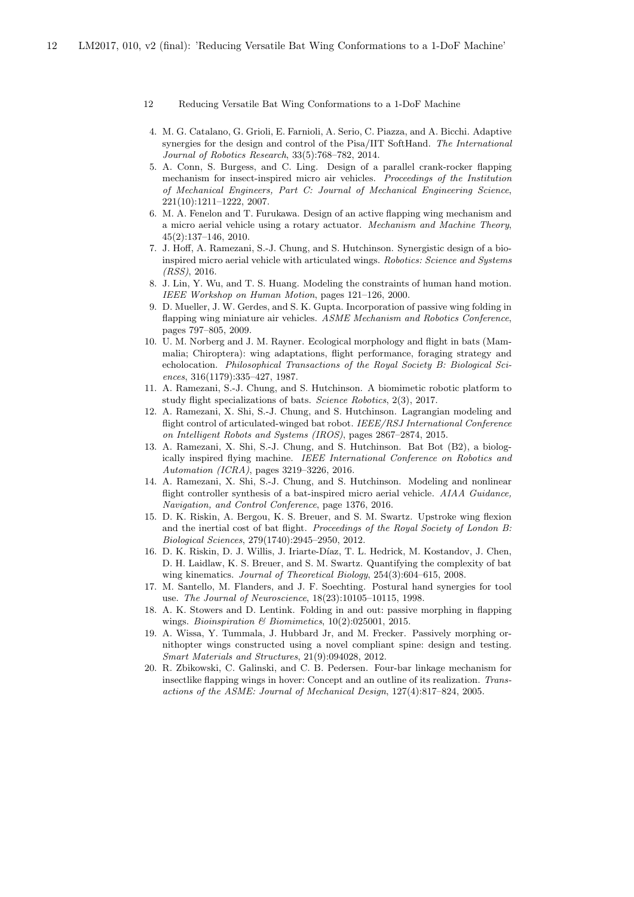4. M. G. Catalano, G. Grioli, E. Farnioli, A. Serio, C. Piazza, and A. Bicchi. Adaptive synergies for the design and control of the Pisa/IIT SoftHand. *The International Journal of Robotics Research*, 33(5):768–782, 2014.
5. A. Conn, S. Burgess, and C. Ling. Design of a parallel crank-rocker flapping mechanism for insect-inspired micro air vehicles. *Proceedings of the Institution of Mechanical Engineers, Part C: Journal of Mechanical Engineering Science*, 221(10):1211–1222, 2007.
6. M. A. Fenelon and T. Furukawa. Design of an active flapping wing mechanism and a micro aerial vehicle using a rotary actuator. *Mechanism and Machine Theory*, 45(2):137–146, 2010.
7. J. Hoff, A. Ramezani, S.-J. Chung, and S. Hutchinson. Synergistic design of a bio-inspired micro aerial vehicle with articulated wings. *Robotics: Science and Systems (RSS)*, 2016.
8. J. Lin, Y. Wu, and T. S. Huang. Modeling the constraints of human hand motion. *IEEE Workshop on Human Motion*, pages 121–126, 2000.
9. D. Mueller, J. W. Gerdes, and S. K. Gupta. Incorporation of passive wing folding in flapping wing miniature air vehicles. *ASME Mechanism and Robotics Conference*, pages 797–805, 2009.
10. U. M. Norberg and J. M. Rayner. Ecological morphology and flight in bats (Mammalia; Chiroptera): wing adaptations, flight performance, foraging strategy and echolocation. *Philosophical Transactions of the Royal Society B: Biological Sciences*, 316(1179):335–427, 1987.
11. A. Ramezani, S.-J. Chung, and S. Hutchinson. A biomimetic robotic platform to study flight specializations of bats. *Science Robotics*, 2(3), 2017.
12. A. Ramezani, X. Shi, S.-J. Chung, and S. Hutchinson. Lagrangian modeling and flight control of articulated-winged bat robot. *IEEE/RSJ International Conference on Intelligent Robots and Systems (IROS)*, pages 2867–2874, 2015.
13. A. Ramezani, X. Shi, S.-J. Chung, and S. Hutchinson. Bat Bot (B2), a biologically inspired flying machine. *IEEE International Conference on Robotics and Automation (ICRA)*, pages 3219–3226, 2016.
14. A. Ramezani, X. Shi, S.-J. Chung, and S. Hutchinson. Modeling and nonlinear flight controller synthesis of a bat-inspired micro aerial vehicle. *AIAA Guidance, Navigation, and Control Conference*, page 1376, 2016.
15. D. K. Riskin, A. Bergou, K. S. Breuer, and S. M. Swartz. Upstroke wing flexion and the inertial cost of bat flight. *Proceedings of the Royal Society of London B: Biological Sciences*, 279(1740):2945–2950, 2012.
16. D. K. Riskin, D. J. Willis, J. Iriarte-Díaz, T. L. Hedrick, M. Kostandov, J. Chen, D. H. Laidlaw, K. S. Breuer, and S. M. Swartz. Quantifying the complexity of bat wing kinematics. *Journal of Theoretical Biology*, 254(3):604–615, 2008.
17. M. Santello, M. Flanders, and J. F. Soechting. Postural hand synergies for tool use. *The Journal of Neuroscience*, 18(23):10105–10115, 1998.
18. A. K. Stowers and D. Lentink. Folding in and out: passive morphing in flapping wings. *Bioinspiration & Biomimetics*, 10(2):025001, 2015.
19. A. Wissa, Y. Tummala, J. Hubbard Jr, and M. Frecker. Passively morphing ornithopter wings constructed using a novel compliant spine: design and testing. *Smart Materials and Structures*, 21(9):094028, 2012.
20. R. Zbikowski, C. Galinski, and C. B. Pedersen. Four-bar linkage mechanism for insectlike flapping wings in hover: Concept and an outline of its realization. *Transactions of the ASME: Journal of Mechanical Design*, 127(4):817–824, 2005.